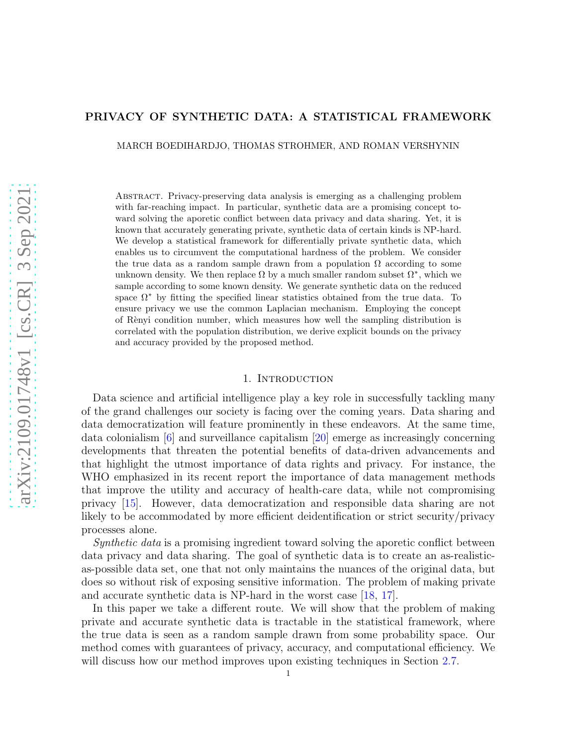# PRIVACY OF SYNTHETIC DATA: A STATISTICAL FRAMEWORK

MARCH BOEDIHARDJO, THOMAS STROHMER, AND ROMAN VERSHYNIN

Abstract. Privacy-preserving data analysis is emerging as a challenging problem with far-reaching impact. In particular, synthetic data are a promising concept toward solving the aporetic conflict between data privacy and data sharing. Yet, it is known that accurately generating private, synthetic data of certain kinds is NP-hard. We develop a statistical framework for differentially private synthetic data, which enables us to circumvent the computational hardness of the problem. We consider the true data as a random sample drawn from a population $\Omega$ according to some unknown density. We then replace $\Omega$ by a much smaller random subset $\Omega^*$, which we sample according to some known density. We generate synthetic data on the reduced space $\Omega^*$ by fitting the specified linear statistics obtained from the true data. To ensure privacy we use the common Laplacian mechanism. Employing the concept of Rènyi condition number, which measures how well the sampling distribution is correlated with the population distribution, we derive explicit bounds on the privacy and accuracy provided by the proposed method.

## 1. Introduction

Data science and artificial intelligence play a key role in successfully tackling many of the grand challenges our society is facing over the coming years. Data sharing and data democratization will feature prominently in these endeavors. At the same time, data colonialism [6] and surveillance capitalism [20] emerge as increasingly concerning developments that threaten the potential benefits of data-driven advancements and that highlight the utmost importance of data rights and privacy. For instance, the WHO emphasized in its recent report the importance of data management methods that improve the utility and accuracy of health-care data, while not compromising privacy [15]. However, data democratization and responsible data sharing are not likely to be accommodated by more efficient deidentification or strict security/privacy processes alone.

*Synthetic data* is a promising ingredient toward solving the aporetic conflict between data privacy and data sharing. The goal of synthetic data is to create an as-realistic-as-possible data set, one that not only maintains the nuances of the original data, but does so without risk of exposing sensitive information. The problem of making private and accurate synthetic data is NP-hard in the worst case [18, 17].

In this paper we take a different route. We will show that the problem of making private and accurate synthetic data is tractable in the statistical framework, where the true data is seen as a random sample drawn from some probability space. Our method comes with guarantees of privacy, accuracy, and computational efficiency. We will discuss how our method improves upon existing techniques in Section 2.7.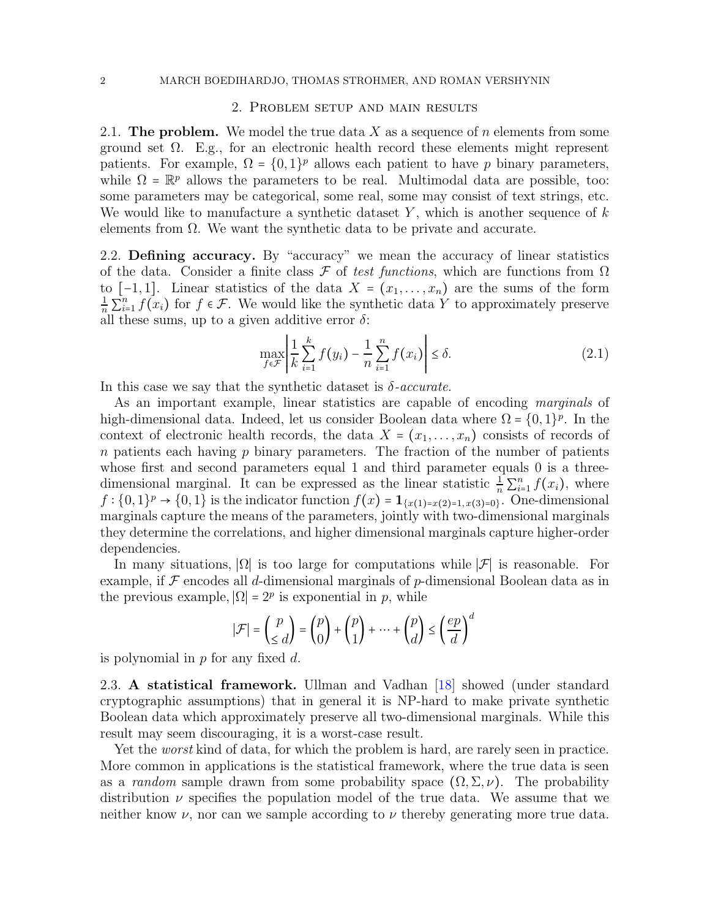## 2. Problem setup and main results

**2.1. The problem.** We model the true data $X$ as a sequence of $n$ elements from some ground set $\Omega$. E.g., for an electronic health record these elements might represent patients. For example, $\Omega = \{0,1\}^p$ allows each patient to have $p$ binary parameters, while $\Omega = \mathbb{R}^p$ allows the parameters to be real. Multimodal data are possible, too: some parameters may be categorical, some real, some may consist of text strings, etc. We would like to manufacture a synthetic dataset $Y$, which is another sequence of $k$ elements from $\Omega$. We want the synthetic data to be private and accurate.

**2.2. Defining accuracy.** By "accuracy" we mean the accuracy of linear statistics of the data. Consider a finite class $\mathcal{F}$ of *test functions*, which are functions from $\Omega$ to $[-1,1]$. Linear statistics of the data $X = (x_1, \ldots, x_n)$ are the sums of the form $\frac{1}{n}\sum_{i=1}^n f(x_i)$ for $f \in \mathcal{F}$. We would like the synthetic data $Y$ to approximately preserve all these sums, up to a given additive error $\delta$:

$$\max_{f \in \mathcal{F}} \left| \frac{1}{k}\sum_{i=1}^k f(y_i) - \frac{1}{n}\sum_{i=1}^n f(x_i) \right| \le \delta. \tag{2.1}$$

In this case we say that the synthetic dataset is $\delta$-*accurate*.

As an important example, linear statistics are capable of encoding *marginals* of high-dimensional data. Indeed, let us consider Boolean data where $\Omega = \{0,1\}^p$. In the context of electronic health records, the data $X = (x_1, \ldots, x_n)$ consists of records of $n$ patients each having $p$ binary parameters. The fraction of the number of patients whose first and second parameters equal 1 and third parameter equals 0 is a three-dimensional marginal. It can be expressed as the linear statistic $\frac{1}{n}\sum_{i=1}^n f(x_i)$, where $f : \{0,1\}^p \to \{0,1\}$ is the indicator function $f(x) = \mathbf{1}_{\{x(1)=x(2)=1,\, x(3)=0\}}$. One-dimensional marginals capture the means of the parameters, jointly with two-dimensional marginals they determine the correlations, and higher dimensional marginals capture higher-order dependencies.

In many situations, $|\Omega|$ is too large for computations while $|\mathcal{F}|$ is reasonable. For example, if $\mathcal{F}$ encodes all $d$-dimensional marginals of $p$-dimensional Boolean data as in the previous example, $|\Omega| = 2^p$ is exponential in $p$, while

$$|\mathcal{F}| = \binom{p}{\le d} = \binom{p}{0} + \binom{p}{1} + \cdots + \binom{p}{d} \le \left(\frac{ep}{d}\right)^d$$

is polynomial in $p$ for any fixed $d$.

**2.3. A statistical framework.** Ullman and Vadhan [18] showed (under standard cryptographic assumptions) that in general it is NP-hard to make private synthetic Boolean data which approximately preserve all two-dimensional marginals. While this result may seem discouraging, it is a worst-case result.

Yet the *worst* kind of data, for which the problem is hard, are rarely seen in practice. More common in applications is the statistical framework, where the true data is seen as a *random* sample drawn from some probability space $(\Omega, \Sigma, \nu)$. The probability distribution $\nu$ specifies the population model of the true data. We assume that we neither know $\nu$, nor can we sample according to $\nu$ thereby generating more true data.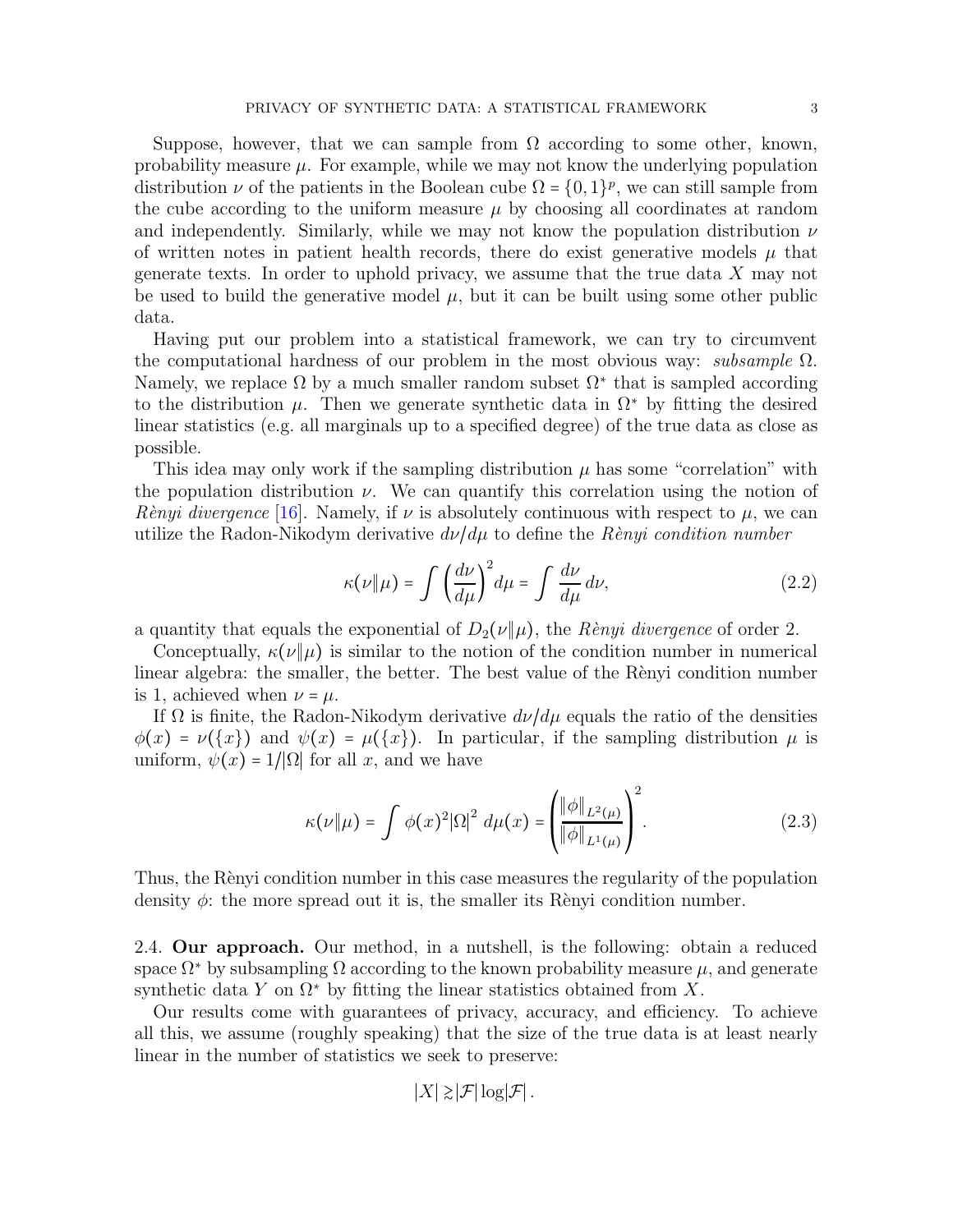Suppose, however, that we can sample from $\Omega$ according to some other, known, probability measure $\mu$. For example, while we may not know the underlying population distribution $\nu$ of the patients in the Boolean cube $\Omega = \{0,1\}^p$, we can still sample from the cube according to the uniform measure $\mu$ by choosing all coordinates at random and independently. Similarly, while we may not know the population distribution $\nu$ of written notes in patient health records, there do exist generative models $\mu$ that generate texts. In order to uphold privacy, we assume that the true data $X$ may not be used to build the generative model $\mu$, but it can be built using some other public data.

Having put our problem into a statistical framework, we can try to circumvent the computational hardness of our problem in the most obvious way: *subsample* $\Omega$. Namely, we replace $\Omega$ by a much smaller random subset $\Omega^*$ that is sampled according to the distribution $\mu$. Then we generate synthetic data in $\Omega^*$ by fitting the desired linear statistics (e.g. all marginals up to a specified degree) of the true data as close as possible.

This idea may only work if the sampling distribution $\mu$ has some "correlation" with the population distribution $\nu$. We can quantify this correlation using the notion of *Rènyi divergence* [16]. Namely, if $\nu$ is absolutely continuous with respect to $\mu$, we can utilize the Radon-Nikodym derivative $d\nu/d\mu$ to define the *Rènyi condition number*

$$\kappa(\nu\|\mu) = \int \left(\frac{d\nu}{d\mu}\right)^2 d\mu = \int \frac{d\nu}{d\mu}\, d\nu, \tag{2.2}$$

a quantity that equals the exponential of $D_2(\nu\|\mu)$, the *Rènyi divergence* of order 2.

Conceptually, $\kappa(\nu\|\mu)$ is similar to the notion of the condition number in numerical linear algebra: the smaller, the better. The best value of the Rènyi condition number is 1, achieved when $\nu = \mu$.

If $\Omega$ is finite, the Radon-Nikodym derivative $d\nu/d\mu$ equals the ratio of the densities $\phi(x) = \nu(\{x\})$ and $\psi(x) = \mu(\{x\})$. In particular, if the sampling distribution $\mu$ is uniform, $\psi(x) = 1/|\Omega|$ for all $x$, and we have

$$\kappa(\nu\|\mu) = \int \phi(x)^2 |\Omega|^2 \, d\mu(x) = \left(\frac{\|\phi\|_{L^2(\mu)}}{\|\phi\|_{L^1(\mu)}}\right)^2. \tag{2.3}$$

Thus, the Rènyi condition number in this case measures the regularity of the population density $\phi$: the more spread out it is, the smaller its Rènyi condition number.

**2.4. Our approach.** Our method, in a nutshell, is the following: obtain a reduced space $\Omega^*$ by subsampling $\Omega$ according to the known probability measure $\mu$, and generate synthetic data $Y$ on $\Omega^*$ by fitting the linear statistics obtained from $X$.

Our results come with guarantees of privacy, accuracy, and efficiency. To achieve all this, we assume (roughly speaking) that the size of the true data is at least nearly linear in the number of statistics we seek to preserve:

$$|X| \gtrsim |\mathcal{F}| \log |\mathcal{F}|.$$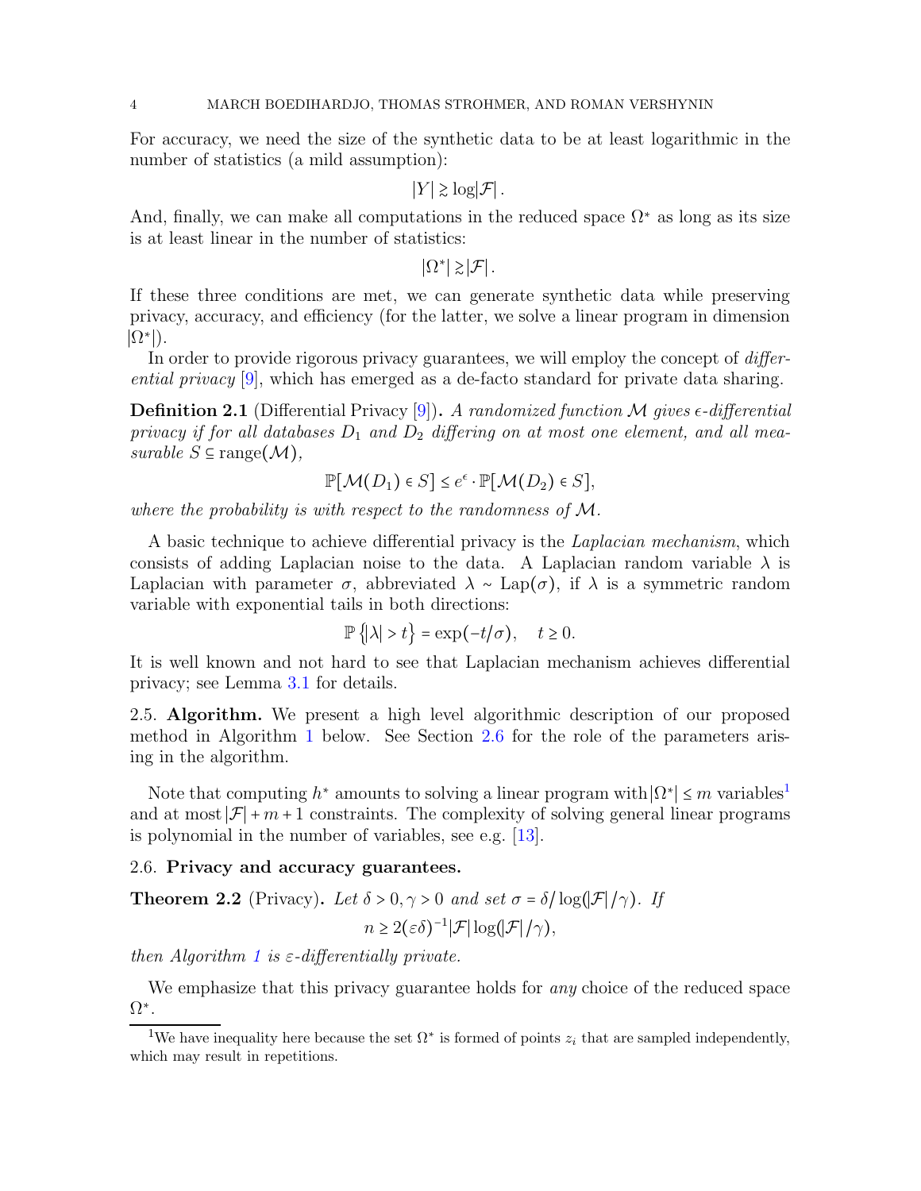For accuracy, we need the size of the synthetic data to be at least logarithmic in the number of statistics (a mild assumption):

$$|Y| \gtrsim \log|\mathcal{F}|\,.$$

And, finally, we can make all computations in the reduced space $\Omega^*$ as long as its size is at least linear in the number of statistics:

$$|\Omega^*| \gtrsim |\mathcal{F}|\,.$$

If these three conditions are met, we can generate synthetic data while preserving privacy, accuracy, and efficiency (for the latter, we solve a linear program in dimension $|\Omega^*|$).

In order to provide rigorous privacy guarantees, we will employ the concept of *differential privacy* [9], which has emerged as a de-facto standard for private data sharing.

**Definition 2.1** (Differential Privacy [9])**.** *A randomized function $\mathcal{M}$ gives $\epsilon$-differential privacy if for all databases $D_1$ and $D_2$ differing on at most one element, and all measurable $S \subseteq \mathrm{range}(\mathcal{M})$,*

$$\mathbb{P}[\mathcal{M}(D_1) \in S] \le e^{\epsilon} \cdot \mathbb{P}[\mathcal{M}(D_2) \in S],$$

*where the probability is with respect to the randomness of $\mathcal{M}$.*

A basic technique to achieve differential privacy is the *Laplacian mechanism*, which consists of adding Laplacian noise to the data. A Laplacian random variable $\lambda$ is Laplacian with parameter $\sigma$, abbreviated $\lambda \sim \mathrm{Lap}(\sigma)$, if $\lambda$ is a symmetric random variable with exponential tails in both directions:

$$\mathbb{P}\left\{|\lambda| > t\right\} = \exp(-t/\sigma), \quad t \ge 0.$$

It is well known and not hard to see that Laplacian mechanism achieves differential privacy; see Lemma 3.1 for details.

2.5. **Algorithm.** We present a high level algorithmic description of our proposed method in Algorithm 1 below. See Section 2.6 for the role of the parameters arising in the algorithm.

Note that computing $h^*$ amounts to solving a linear program with $|\Omega^*| \le m$ variables[1] and at most $|\mathcal{F}| + m + 1$ constraints. The complexity of solving general linear programs is polynomial in the number of variables, see e.g. [13].

2.6. **Privacy and accuracy guarantees.**

**Theorem 2.2** (Privacy)**.** *Let $\delta > 0, \gamma > 0$ and set $\sigma = \delta/\log(|\mathcal{F}|/\gamma)$. If*

$$n \ge 2(\varepsilon\delta)^{-1}|\mathcal{F}|\log(|\mathcal{F}|/\gamma),$$

*then Algorithm 1 is $\varepsilon$-differentially private.*

We emphasize that this privacy guarantee holds for *any* choice of the reduced space $\Omega^*$.

[1] We have inequality here because the set $\Omega^*$ is formed of points $z_i$ that are sampled independently, which may result in repetitions.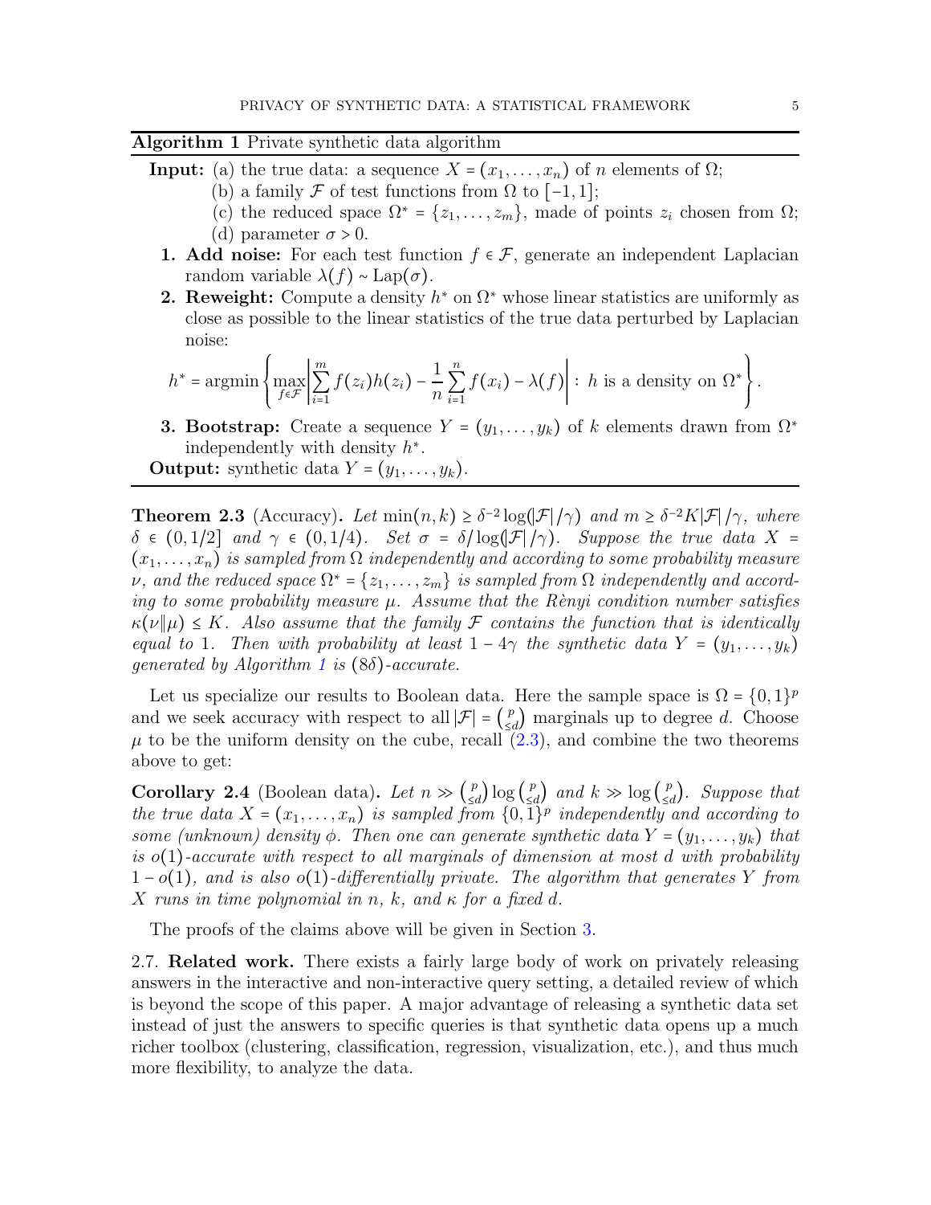**Algorithm 1** Private synthetic data algorithm

**Input:** (a) the true data: a sequence $X = (x_1, \dots, x_n)$ of $n$ elements of $\Omega$;

(b) a family $\mathcal{F}$ of test functions from $\Omega$ to $[-1, 1]$;

(c) the reduced space $\Omega^* = \{z_1, \dots, z_m\}$, made of points $z_i$ chosen from $\Omega$;

(d) parameter $\sigma > 0$.

1. **Add noise:** For each test function $f \in \mathcal{F}$, generate an independent Laplacian random variable $\lambda(f) \sim \text{Lap}(\sigma)$.
2. **Reweight:** Compute a density $h^*$ on $\Omega^*$ whose linear statistics are uniformly as close as possible to the linear statistics of the true data perturbed by Laplacian noise:
$$h^* = \operatorname{argmin} \left\{ \max_{f \in \mathcal{F}} \left| \sum_{i=1}^m f(z_i) h(z_i) - \frac{1}{n} \sum_{i=1}^n f(x_i) - \lambda(f) \right| : \, h \text{ is a density on } \Omega^* \right\}.$$
3. **Bootstrap:** Create a sequence $Y = (y_1, \dots, y_k)$ of $k$ elements drawn from $\Omega^*$ independently with density $h^*$.

**Output:** synthetic data $Y = (y_1, \dots, y_k)$.

**Theorem 2.3** (Accuracy)**.** *Let $\min(n,k) \ge \delta^{-2} \log(|\mathcal{F}|/\gamma)$ and $m \ge \delta^{-2} K |\mathcal{F}|/\gamma$, where $\delta \in (0, 1/2]$ and $\gamma \in (0, 1/4)$. Set $\sigma = \delta / \log(|\mathcal{F}|/\gamma)$. Suppose the true data $X = (x_1, \dots, x_n)$ is sampled from $\Omega$ independently and according to some probability measure $\nu$, and the reduced space $\Omega^* = \{z_1, \dots, z_m\}$ is sampled from $\Omega$ independently and according to some probability measure $\mu$. Assume that the Rènyi condition number satisfies $\kappa(\nu \| \mu) \le K$. Also assume that the family $\mathcal{F}$ contains the function that is identically equal to 1. Then with probability at least $1 - 4\gamma$ the synthetic data $Y = (y_1, \dots, y_k)$ generated by Algorithm 1 is $(8\delta)$-accurate.*

Let us specialize our results to Boolean data. Here the sample space is $\Omega = \{0,1\}^p$ and we seek accuracy with respect to all $|\mathcal{F}| = \binom{p}{\le d}$ marginals up to degree $d$. Choose $\mu$ to be the uniform density on the cube, recall (2.3), and combine the two theorems above to get:

**Corollary 2.4** (Boolean data)**.** *Let $n \gg \binom{p}{\le d} \log \binom{p}{\le d}$ and $k \gg \log \binom{p}{\le d}$. Suppose that the true data $X = (x_1, \dots, x_n)$ is sampled from $\{0,1\}^p$ independently and according to some (unknown) density $\phi$. Then one can generate synthetic data $Y = (y_1, \dots, y_k)$ that is $o(1)$-accurate with respect to all marginals of dimension at most $d$ with probability $1 - o(1)$, and is also $o(1)$-differentially private. The algorithm that generates $Y$ from $X$ runs in time polynomial in $n$, $k$, and $\kappa$ for a fixed $d$.*

The proofs of the claims above will be given in Section 3.

2.7. **Related work.** There exists a fairly large body of work on privately releasing answers in the interactive and non-interactive query setting, a detailed review of which is beyond the scope of this paper. A major advantage of releasing a synthetic data set instead of just the answers to specific queries is that synthetic data opens up a much richer toolbox (clustering, classification, regression, visualization, etc.), and thus much more flexibility, to analyze the data.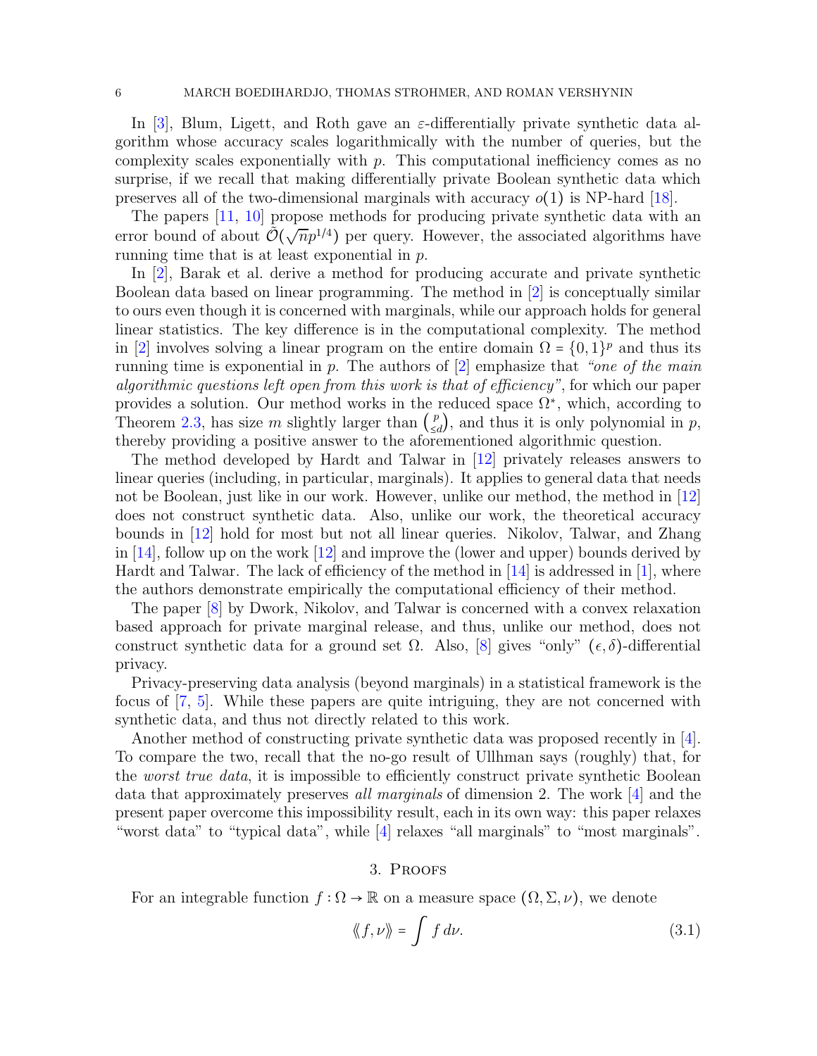In [3], Blum, Ligett, and Roth gave an $\varepsilon$-differentially private synthetic data algorithm whose accuracy scales logarithmically with the number of queries, but the complexity scales exponentially with $p$. This computational inefficiency comes as no surprise, if we recall that making differentially private Boolean synthetic data which preserves all of the two-dimensional marginals with accuracy $o(1)$ is NP-hard [18].

The papers [11, 10] propose methods for producing private synthetic data with an error bound of about $\tilde{\mathcal{O}}(\sqrt{n}p^{1/4})$ per query. However, the associated algorithms have running time that is at least exponential in $p$.

In [2], Barak et al. derive a method for producing accurate and private synthetic Boolean data based on linear programming. The method in [2] is conceptually similar to ours even though it is concerned with marginals, while our approach holds for general linear statistics. The key difference is in the computational complexity. The method in [2] involves solving a linear program on the entire domain $\Omega = \{0,1\}^p$ and thus its running time is exponential in $p$. The authors of [2] emphasize that *"one of the main algorithmic questions left open from this work is that of efficiency"*, for which our paper provides a solution. Our method works in the reduced space $\Omega^*$, which, according to Theorem 2.3, has size $m$ slightly larger than $\binom{p}{\leq d}$, and thus it is only polynomial in $p$, thereby providing a positive answer to the aforementioned algorithmic question.

The method developed by Hardt and Talwar in [12] privately releases answers to linear queries (including, in particular, marginals). It applies to general data that needs not be Boolean, just like in our work. However, unlike our method, the method in [12] does not construct synthetic data. Also, unlike our work, the theoretical accuracy bounds in [12] hold for most but not all linear queries. Nikolov, Talwar, and Zhang in [14], follow up on the work [12] and improve the (lower and upper) bounds derived by Hardt and Talwar. The lack of efficiency of the method in [14] is addressed in [1], where the authors demonstrate empirically the computational efficiency of their method.

The paper [8] by Dwork, Nikolov, and Talwar is concerned with a convex relaxation based approach for private marginal release, and thus, unlike our method, does not construct synthetic data for a ground set $\Omega$. Also, [8] gives "only" $(\epsilon, \delta)$-differential privacy.

Privacy-preserving data analysis (beyond marginals) in a statistical framework is the focus of [7, 5]. While these papers are quite intriguing, they are not concerned with synthetic data, and thus not directly related to this work.

Another method of constructing private synthetic data was proposed recently in [4]. To compare the two, recall that the no-go result of Ullhman says (roughly) that, for the *worst true data*, it is impossible to efficiently construct private synthetic Boolean data that approximately preserves *all marginals* of dimension 2. The work [4] and the present paper overcome this impossibility result, each in its own way: this paper relaxes "worst data" to "typical data", while [4] relaxes "all marginals" to "most marginals".

## 3. Proofs

For an integrable function $f : \Omega \to \mathbb{R}$ on a measure space $(\Omega, \Sigma, \nu)$, we denote

$$\langle\!\langle f, \nu \rangle\!\rangle = \int f \, d\nu. \tag{3.1}$$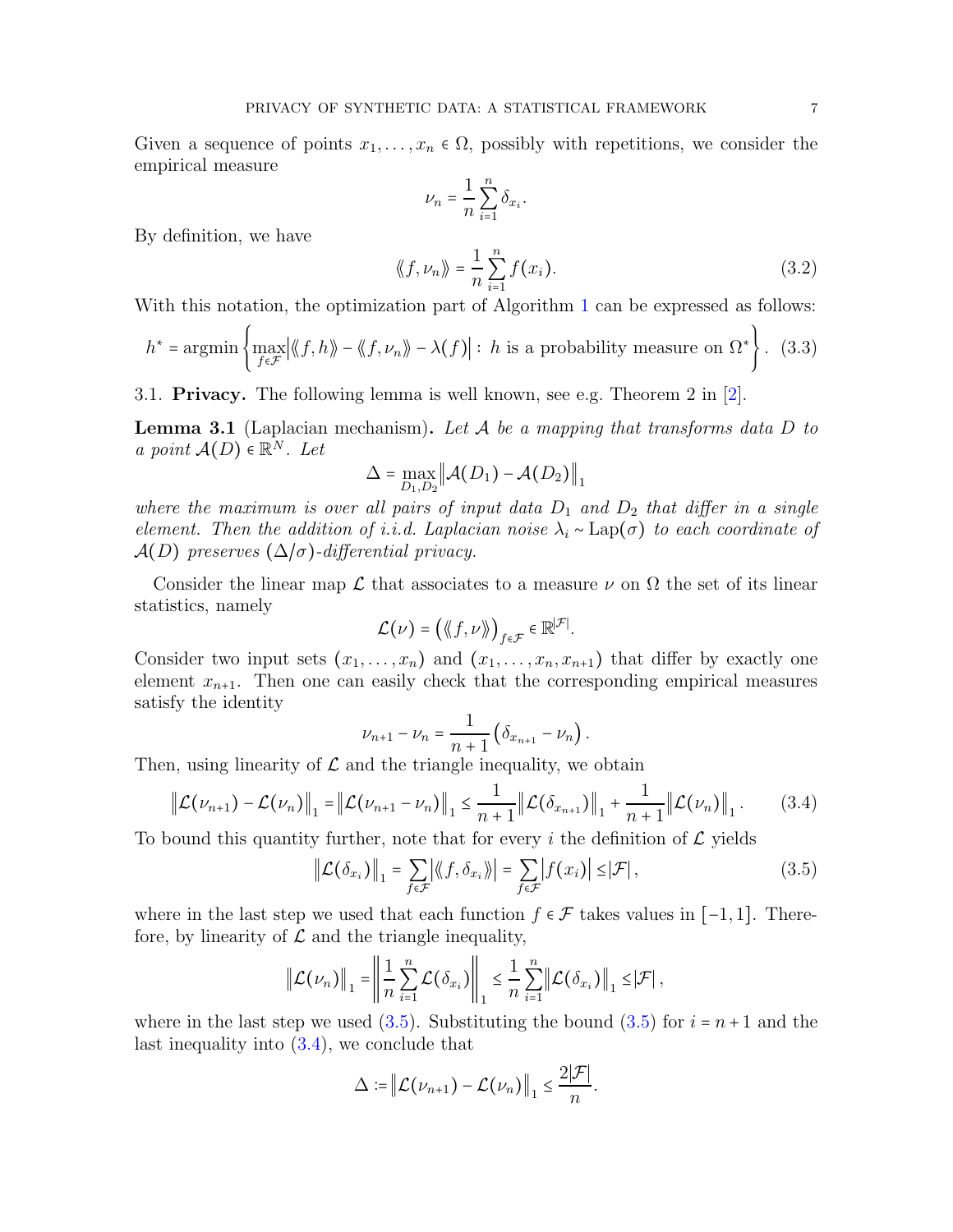Given a sequence of points $x_1, \ldots, x_n \in \Omega$, possibly with repetitions, we consider the empirical measure

$$\nu_n = \frac{1}{n}\sum_{i=1}^{n} \delta_{x_i}.$$

By definition, we have

$$\langle\!\langle f, \nu_n \rangle\!\rangle = \frac{1}{n}\sum_{i=1}^{n} f(x_i). \tag{3.2}$$

With this notation, the optimization part of Algorithm 1 can be expressed as follows:

$$h^* = \operatorname{argmin}\left\{ \max_{f\in\mathcal{F}} \left| \langle\!\langle f, h \rangle\!\rangle - \langle\!\langle f, \nu_n \rangle\!\rangle - \lambda(f) \right| : \, h \text{ is a probability measure on } \Omega^* \right\}. \tag{3.3}$$

### 3.1. Privacy.

The following lemma is well known, see e.g. Theorem 2 in [2].

**Lemma 3.1** (Laplacian mechanism). *Let $\mathcal{A}$ be a mapping that transforms data $D$ to a point $\mathcal{A}(D) \in \mathbb{R}^N$. Let*

$$\Delta = \max_{D_1, D_2} \left\| \mathcal{A}(D_1) - \mathcal{A}(D_2) \right\|_1$$

*where the maximum is over all pairs of input data $D_1$ and $D_2$ that differ in a single element. Then the addition of i.i.d. Laplacian noise $\lambda_i \sim \mathrm{Lap}(\sigma)$ to each coordinate of $\mathcal{A}(D)$ preserves $(\Delta/\sigma)$-differential privacy.*

Consider the linear map $\mathcal{L}$ that associates to a measure $\nu$ on $\Omega$ the set of its linear statistics, namely

$$\mathcal{L}(\nu) = \left( \langle\!\langle f, \nu \rangle\!\rangle \right)_{f\in\mathcal{F}} \in \mathbb{R}^{|\mathcal{F}|}.$$

Consider two input sets $(x_1, \ldots, x_n)$ and $(x_1, \ldots, x_n, x_{n+1})$ that differ by exactly one element $x_{n+1}$. Then one can easily check that the corresponding empirical measures satisfy the identity

$$\nu_{n+1} - \nu_n = \frac{1}{n+1}\left( \delta_{x_{n+1}} - \nu_n \right).$$

Then, using linearity of $\mathcal{L}$ and the triangle inequality, we obtain

$$\left\| \mathcal{L}(\nu_{n+1}) - \mathcal{L}(\nu_n) \right\|_1 = \left\| \mathcal{L}(\nu_{n+1} - \nu_n) \right\|_1 \le \frac{1}{n+1}\left\| \mathcal{L}(\delta_{x_{n+1}}) \right\|_1 + \frac{1}{n+1}\left\| \mathcal{L}(\nu_n) \right\|_1. \tag{3.4}$$

To bound this quantity further, note that for every $i$ the definition of $\mathcal{L}$ yields

$$\left\| \mathcal{L}(\delta_{x_i}) \right\|_1 = \sum_{f\in\mathcal{F}} \left| \langle\!\langle f, \delta_{x_i} \rangle\!\rangle \right| = \sum_{f\in\mathcal{F}} \left| f(x_i) \right| \le |\mathcal{F}|, \tag{3.5}$$

where in the last step we used that each function $f \in \mathcal{F}$ takes values in $[-1, 1]$. Therefore, by linearity of $\mathcal{L}$ and the triangle inequality,

$$\left\| \mathcal{L}(\nu_n) \right\|_1 = \left\| \frac{1}{n}\sum_{i=1}^{n} \mathcal{L}(\delta_{x_i}) \right\|_1 \le \frac{1}{n}\sum_{i=1}^{n} \left\| \mathcal{L}(\delta_{x_i}) \right\|_1 \le |\mathcal{F}|,$$

where in the last step we used (3.5). Substituting the bound (3.5) for $i = n+1$ and the last inequality into (3.4), we conclude that

$$\Delta := \left\| \mathcal{L}(\nu_{n+1}) - \mathcal{L}(\nu_n) \right\|_1 \le \frac{2|\mathcal{F}|}{n}.$$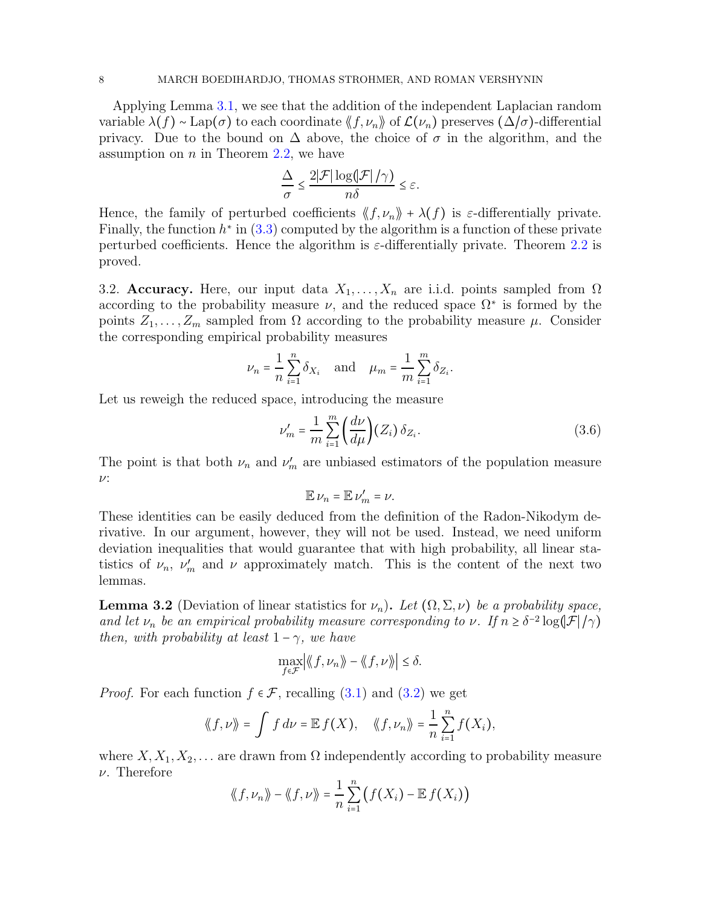Applying Lemma 3.1, we see that the addition of the independent Laplacian random variable $\lambda(f) \sim \mathrm{Lap}(\sigma)$ to each coordinate $\langle\!\langle f, \nu_n \rangle\!\rangle$ of $\mathcal{L}(\nu_n)$ preserves $(\Delta/\sigma)$-differential privacy. Due to the bound on $\Delta$ above, the choice of $\sigma$ in the algorithm, and the assumption on $n$ in Theorem 2.2, we have

$$\frac{\Delta}{\sigma} \le \frac{2|\mathcal{F}| \log(|\mathcal{F}|/\gamma)}{n\delta} \le \varepsilon.$$

Hence, the family of perturbed coefficients $\langle\!\langle f, \nu_n \rangle\!\rangle + \lambda(f)$ is $\varepsilon$-differentially private. Finally, the function $h^*$ in (3.3) computed by the algorithm is a function of these private perturbed coefficients. Hence the algorithm is $\varepsilon$-differentially private. Theorem 2.2 is proved.

3.2. **Accuracy.** Here, our input data $X_1, \dots, X_n$ are i.i.d. points sampled from $\Omega$ according to the probability measure $\nu$, and the reduced space $\Omega^*$ is formed by the points $Z_1, \dots, Z_m$ sampled from $\Omega$ according to the probability measure $\mu$. Consider the corresponding empirical probability measures

$$\nu_n = \frac{1}{n}\sum_{i=1}^n \delta_{X_i} \quad \text{and} \quad \mu_m = \frac{1}{m}\sum_{i=1}^m \delta_{Z_i}.$$

Let us reweigh the reduced space, introducing the measure

$$\nu'_m = \frac{1}{m}\sum_{i=1}^m \Big(\frac{d\nu}{d\mu}\Big)(Z_i)\, \delta_{Z_i}. \tag{3.6}$$

The point is that both $\nu_n$ and $\nu'_m$ are unbiased estimators of the population measure $\nu$:

$$\mathbb{E}\,\nu_n = \mathbb{E}\,\nu'_m = \nu.$$

These identities can be easily deduced from the definition of the Radon-Nikodym derivative. In our argument, however, they will not be used. Instead, we need uniform deviation inequalities that would guarantee that with high probability, all linear statistics of $\nu_n$, $\nu'_m$ and $\nu$ approximately match. This is the content of the next two lemmas.

**Lemma 3.2** (Deviation of linear statistics for $\nu_n$)**.** *Let $(\Omega, \Sigma, \nu)$ be a probability space, and let $\nu_n$ be an empirical probability measure corresponding to $\nu$. If $n \ge \delta^{-2}\log(|\mathcal{F}|/\gamma)$ then, with probability at least $1-\gamma$, we have*

$$\max_{f\in\mathcal{F}} \big|\langle\!\langle f, \nu_n \rangle\!\rangle - \langle\!\langle f, \nu \rangle\!\rangle\big| \le \delta.$$

*Proof.* For each function $f \in \mathcal{F}$, recalling (3.1) and (3.2) we get

$$\langle\!\langle f, \nu \rangle\!\rangle = \int f\, d\nu = \mathbb{E}\, f(X), \quad \langle\!\langle f, \nu_n \rangle\!\rangle = \frac{1}{n}\sum_{i=1}^n f(X_i),$$

where $X, X_1, X_2, \dots$ are drawn from $\Omega$ independently according to probability measure $\nu$. Therefore

$$\langle\!\langle f, \nu_n \rangle\!\rangle - \langle\!\langle f, \nu \rangle\!\rangle = \frac{1}{n}\sum_{i=1}^n \big(f(X_i) - \mathbb{E}\, f(X_i)\big)$$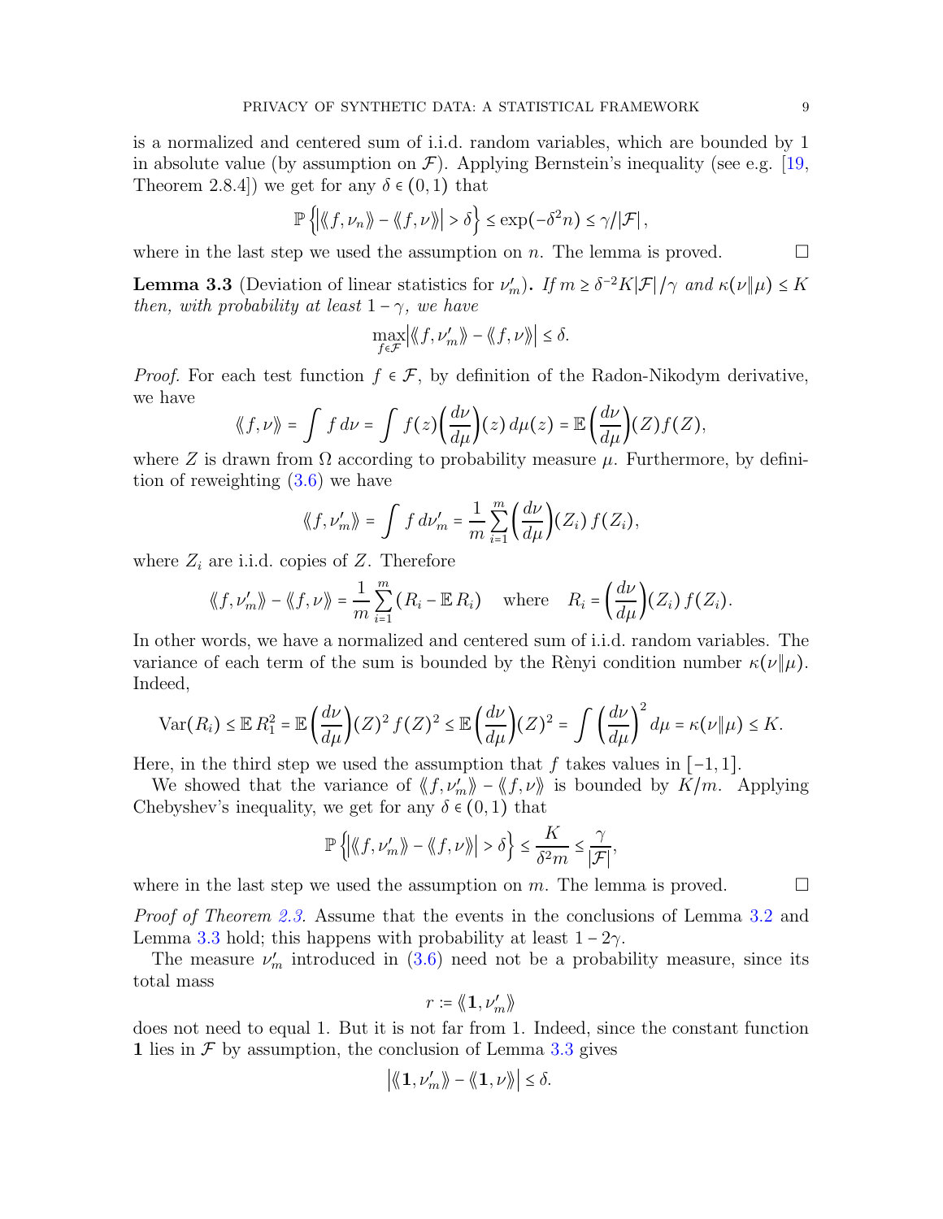is a normalized and centered sum of i.i.d. random variables, which are bounded by 1 in absolute value (by assumption on $\mathcal{F}$). Applying Bernstein's inequality (see e.g. [19, Theorem 2.8.4]) we get for any $\delta \in (0,1)$ that

$$\mathbb{P}\left\{\left|\langle\!\langle f, \nu_n \rangle\!\rangle - \langle\!\langle f, \nu \rangle\!\rangle\right| > \delta\right\} \le \exp(-\delta^2 n) \le \gamma / |\mathcal{F}|,$$

where in the last step we used the assumption on $n$. The lemma is proved. $\square$

**Lemma 3.3** (Deviation of linear statistics for $\nu'_m$)**.** *If $m \ge \delta^{-2} K |\mathcal{F}| / \gamma$ and $\kappa(\nu \| \mu) \le K$ then, with probability at least $1 - \gamma$, we have*

$$\max_{f \in \mathcal{F}} \left|\langle\!\langle f, \nu'_m \rangle\!\rangle - \langle\!\langle f, \nu \rangle\!\rangle\right| \le \delta.$$

*Proof.* For each test function $f \in \mathcal{F}$, by definition of the Radon-Nikodym derivative, we have

$$\langle\!\langle f, \nu \rangle\!\rangle = \int f \, d\nu = \int f(z) \left(\frac{d\nu}{d\mu}\right)(z) \, d\mu(z) = \mathbb{E}\left(\frac{d\nu}{d\mu}\right)(Z) f(Z),$$

where $Z$ is drawn from $\Omega$ according to probability measure $\mu$. Furthermore, by definition of reweighting (3.6) we have

$$\langle\!\langle f, \nu'_m \rangle\!\rangle = \int f \, d\nu'_m = \frac{1}{m} \sum_{i=1}^{m} \left(\frac{d\nu}{d\mu}\right)(Z_i) \, f(Z_i),$$

where $Z_i$ are i.i.d. copies of $Z$. Therefore

$$\langle\!\langle f, \nu'_m \rangle\!\rangle - \langle\!\langle f, \nu \rangle\!\rangle = \frac{1}{m} \sum_{i=1}^{m} (R_i - \mathbb{E} R_i) \quad \text{where} \quad R_i = \left(\frac{d\nu}{d\mu}\right)(Z_i) \, f(Z_i).$$

In other words, we have a normalized and centered sum of i.i.d. random variables. The variance of each term of the sum is bounded by the Rènyi condition number $\kappa(\nu \| \mu)$. Indeed,

$$\mathrm{Var}(R_i) \le \mathbb{E} R_1^2 = \mathbb{E}\left(\frac{d\nu}{d\mu}\right)(Z)^2 f(Z)^2 \le \mathbb{E}\left(\frac{d\nu}{d\mu}\right)(Z)^2 = \int \left(\frac{d\nu}{d\mu}\right)^2 d\mu = \kappa(\nu \| \mu) \le K.$$

Here, in the third step we used the assumption that $f$ takes values in $[-1,1]$.

We showed that the variance of $\langle\!\langle f, \nu'_m \rangle\!\rangle - \langle\!\langle f, \nu \rangle\!\rangle$ is bounded by $K/m$. Applying Chebyshev's inequality, we get for any $\delta \in (0,1)$ that

$$\mathbb{P}\left\{\left|\langle\!\langle f, \nu'_m \rangle\!\rangle - \langle\!\langle f, \nu \rangle\!\rangle\right| > \delta\right\} \le \frac{K}{\delta^2 m} \le \frac{\gamma}{|\mathcal{F}|},$$

where in the last step we used the assumption on $m$. The lemma is proved. $\square$

*Proof of Theorem 2.3.* Assume that the events in the conclusions of Lemma 3.2 and Lemma 3.3 hold; this happens with probability at least $1 - 2\gamma$.

The measure $\nu'_m$ introduced in (3.6) need not be a probability measure, since its total mass

$$r := \langle\!\langle \mathbf{1}, \nu'_m \rangle\!\rangle$$

does not need to equal 1. But it is not far from 1. Indeed, since the constant function $\mathbf{1}$ lies in $\mathcal{F}$ by assumption, the conclusion of Lemma 3.3 gives

$$\left|\langle\!\langle \mathbf{1}, \nu'_m \rangle\!\rangle - \langle\!\langle \mathbf{1}, \nu \rangle\!\rangle\right| \le \delta.$$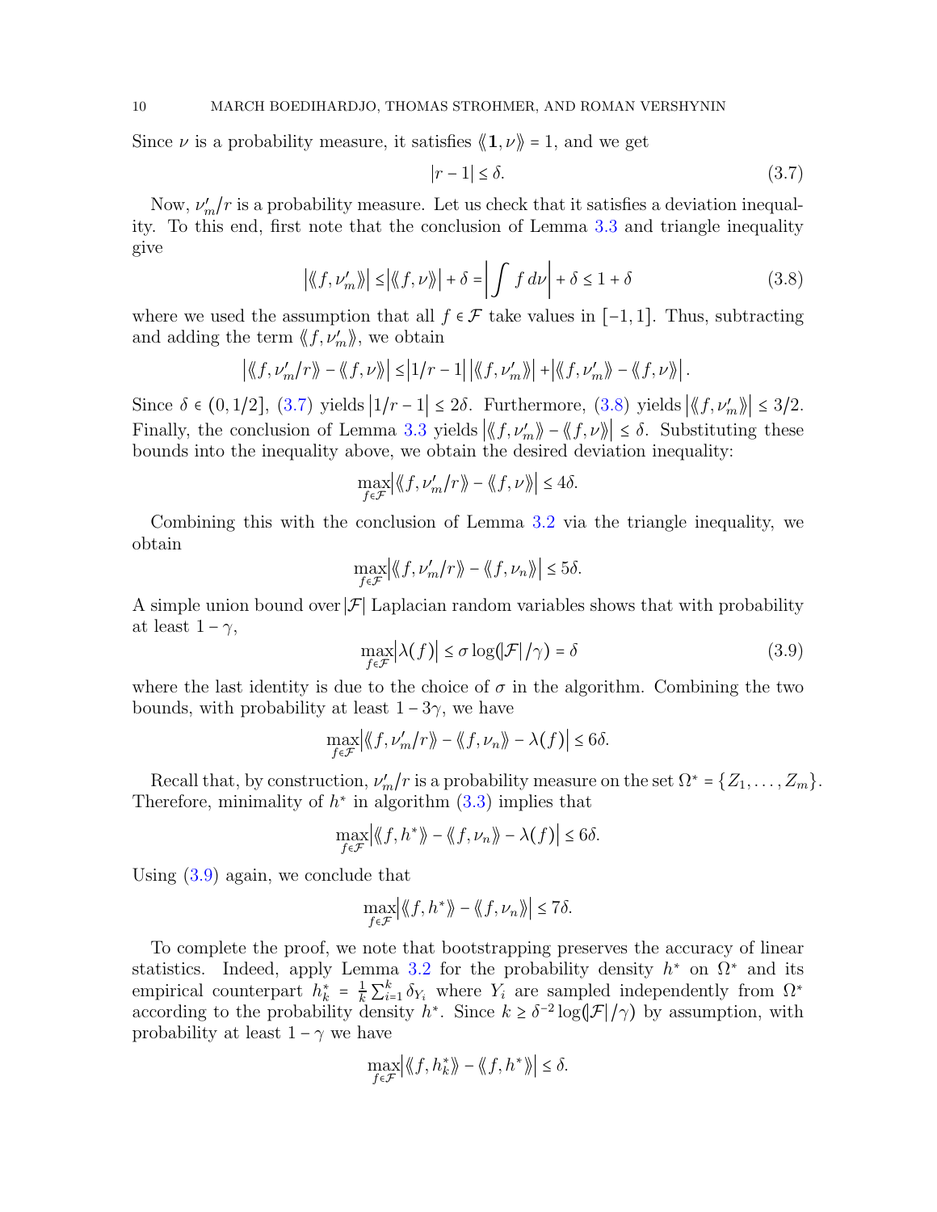Since $\nu$ is a probability measure, it satisfies $\langle\langle \mathbf{1}, \nu \rangle\rangle = 1$, and we get

$$|r - 1| \le \delta. \tag{3.7}$$

Now, $\nu'_m/r$ is a probability measure. Let us check that it satisfies a deviation inequality. To this end, first note that the conclusion of Lemma 3.3 and triangle inequality give

$$\left|\langle\langle f, \nu'_m \rangle\rangle\right| \le \left|\langle\langle f, \nu \rangle\rangle\right| + \delta = \left|\int f \, d\nu\right| + \delta \le 1 + \delta \tag{3.8}$$

where we used the assumption that all $f \in \mathcal{F}$ take values in $[-1, 1]$. Thus, subtracting and adding the term $\langle\langle f, \nu'_m \rangle\rangle$, we obtain

$$\left|\langle\langle f, \nu'_m/r \rangle\rangle - \langle\langle f, \nu \rangle\rangle\right| \le \left|1/r - 1\right| \left|\langle\langle f, \nu'_m \rangle\rangle\right| + \left|\langle\langle f, \nu'_m \rangle\rangle - \langle\langle f, \nu \rangle\rangle\right|.$$

Since $\delta \in (0, 1/2]$, (3.7) yields $\left|1/r - 1\right| \le 2\delta$. Furthermore, (3.8) yields $\left|\langle\langle f, \nu'_m \rangle\rangle\right| \le 3/2$. Finally, the conclusion of Lemma 3.3 yields $\left|\langle\langle f, \nu'_m \rangle\rangle - \langle\langle f, \nu \rangle\rangle\right| \le \delta$. Substituting these bounds into the inequality above, we obtain the desired deviation inequality:

$$\max_{f \in \mathcal{F}} \left|\langle\langle f, \nu'_m/r \rangle\rangle - \langle\langle f, \nu \rangle\rangle\right| \le 4\delta.$$

Combining this with the conclusion of Lemma 3.2 via the triangle inequality, we obtain

$$\max_{f \in \mathcal{F}} \left|\langle\langle f, \nu'_m/r \rangle\rangle - \langle\langle f, \nu_n \rangle\rangle\right| \le 5\delta.$$

A simple union bound over $|\mathcal{F}|$ Laplacian random variables shows that with probability at least $1 - \gamma$,

$$\max_{f \in \mathcal{F}} \left|\lambda(f)\right| \le \sigma \log(|\mathcal{F}|/\gamma) = \delta \tag{3.9}$$

where the last identity is due to the choice of $\sigma$ in the algorithm. Combining the two bounds, with probability at least $1 - 3\gamma$, we have

$$\max_{f \in \mathcal{F}} \left|\langle\langle f, \nu'_m/r \rangle\rangle - \langle\langle f, \nu_n \rangle\rangle - \lambda(f)\right| \le 6\delta.$$

Recall that, by construction, $\nu'_m/r$ is a probability measure on the set $\Omega^* = \{Z_1, \ldots, Z_m\}$. Therefore, minimality of $h^*$ in algorithm (3.3) implies that

$$\max_{f \in \mathcal{F}} \left|\langle\langle f, h^* \rangle\rangle - \langle\langle f, \nu_n \rangle\rangle - \lambda(f)\right| \le 6\delta.$$

Using (3.9) again, we conclude that

$$\max_{f \in \mathcal{F}} \left|\langle\langle f, h^* \rangle\rangle - \langle\langle f, \nu_n \rangle\rangle\right| \le 7\delta.$$

To complete the proof, we note that bootstrapping preserves the accuracy of linear statistics. Indeed, apply Lemma 3.2 for the probability density $h^*$ on $\Omega^*$ and its empirical counterpart $h^*_k = \frac{1}{k}\sum_{i=1}^k \delta_{Y_i}$ where $Y_i$ are sampled independently from $\Omega^*$ according to the probability density $h^*$. Since $k \ge \delta^{-2} \log(|\mathcal{F}|/\gamma)$ by assumption, with probability at least $1 - \gamma$ we have

$$\max_{f \in \mathcal{F}} \left|\langle\langle f, h^*_k \rangle\rangle - \langle\langle f, h^* \rangle\rangle\right| \le \delta.$$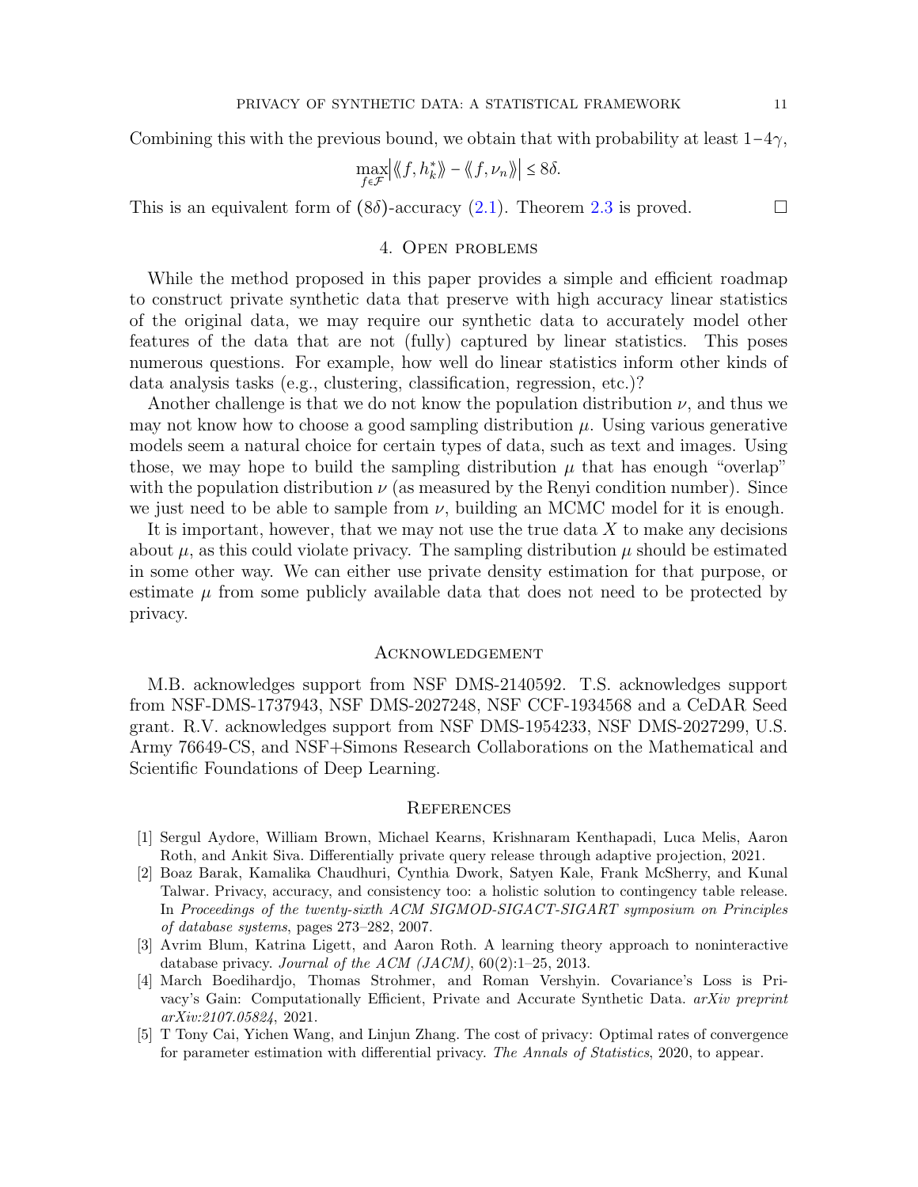Combining this with the previous bound, we obtain that with probability at least $1-4\gamma$,

$$\max_{f\in\mathcal{F}}\left|\langle\!\langle f, h_k^*\rangle\!\rangle - \langle\!\langle f, \nu_n\rangle\!\rangle\right| \le 8\delta.$$

This is an equivalent form of $(8\delta)$-accuracy (2.1). Theorem 2.3 is proved. □

## 4. Open problems

While the method proposed in this paper provides a simple and efficient roadmap to construct private synthetic data that preserve with high accuracy linear statistics of the original data, we may require our synthetic data to accurately model other features of the data that are not (fully) captured by linear statistics. This poses numerous questions. For example, how well do linear statistics inform other kinds of data analysis tasks (e.g., clustering, classification, regression, etc.)?

Another challenge is that we do not know the population distribution $\nu$, and thus we may not know how to choose a good sampling distribution $\mu$. Using various generative models seem a natural choice for certain types of data, such as text and images. Using those, we may hope to build the sampling distribution $\mu$ that has enough "overlap" with the population distribution $\nu$ (as measured by the Renyi condition number). Since we just need to be able to sample from $\nu$, building an MCMC model for it is enough.

It is important, however, that we may not use the true data $X$ to make any decisions about $\mu$, as this could violate privacy. The sampling distribution $\mu$ should be estimated in some other way. We can either use private density estimation for that purpose, or estimate $\mu$ from some publicly available data that does not need to be protected by privacy.

## Acknowledgement

M.B. acknowledges support from NSF DMS-2140592. T.S. acknowledges support from NSF-DMS-1737943, NSF DMS-2027248, NSF CCF-1934568 and a CeDAR Seed grant. R.V. acknowledges support from NSF DMS-1954233, NSF DMS-2027299, U.S. Army 76649-CS, and NSF+Simons Research Collaborations on the Mathematical and Scientific Foundations of Deep Learning.

## References

[1] Sergul Aydore, William Brown, Michael Kearns, Krishnaram Kenthapadi, Luca Melis, Aaron Roth, and Ankit Siva. Differentially private query release through adaptive projection, 2021.

[2] Boaz Barak, Kamalika Chaudhuri, Cynthia Dwork, Satyen Kale, Frank McSherry, and Kunal Talwar. Privacy, accuracy, and consistency too: a holistic solution to contingency table release. In *Proceedings of the twenty-sixth ACM SIGMOD-SIGACT-SIGART symposium on Principles of database systems*, pages 273–282, 2007.

[3] Avrim Blum, Katrina Ligett, and Aaron Roth. A learning theory approach to noninteractive database privacy. *Journal of the ACM (JACM)*, 60(2):1–25, 2013.

[4] March Boedihardjo, Thomas Strohmer, and Roman Vershyin. Covariance's Loss is Privacy's Gain: Computationally Efficient, Private and Accurate Synthetic Data. *arXiv preprint arXiv:2107.05824*, 2021.

[5] T Tony Cai, Yichen Wang, and Linjun Zhang. The cost of privacy: Optimal rates of convergence for parameter estimation with differential privacy. *The Annals of Statistics*, 2020, to appear.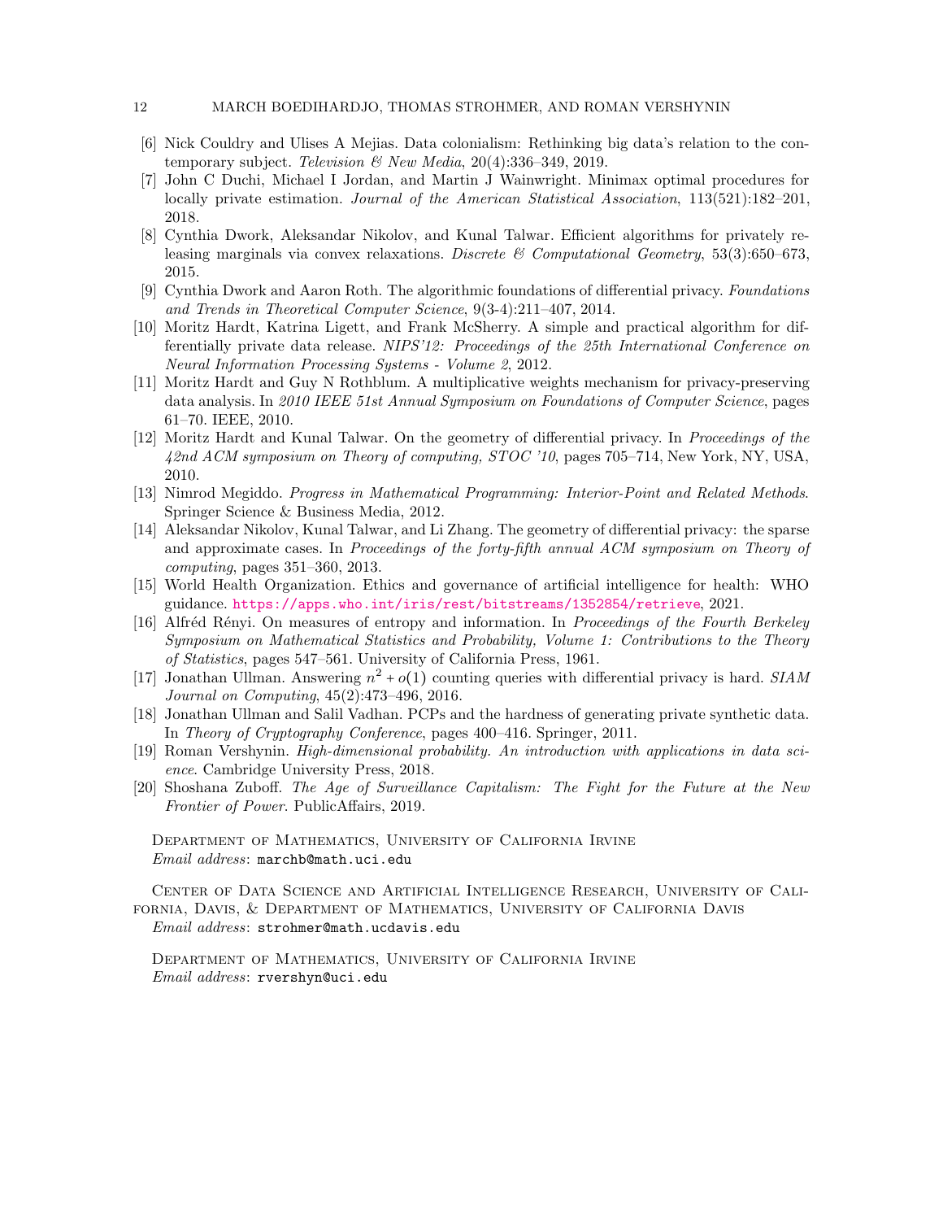[6] Nick Couldry and Ulises A Mejias. Data colonialism: Rethinking big data's relation to the contemporary subject. *Television & New Media*, 20(4):336–349, 2019.

[7] John C Duchi, Michael I Jordan, and Martin J Wainwright. Minimax optimal procedures for locally private estimation. *Journal of the American Statistical Association*, 113(521):182–201, 2018.

[8] Cynthia Dwork, Aleksandar Nikolov, and Kunal Talwar. Efficient algorithms for privately releasing marginals via convex relaxations. *Discrete & Computational Geometry*, 53(3):650–673, 2015.

[9] Cynthia Dwork and Aaron Roth. The algorithmic foundations of differential privacy. *Foundations and Trends in Theoretical Computer Science*, 9(3-4):211–407, 2014.

[10] Moritz Hardt, Katrina Ligett, and Frank McSherry. A simple and practical algorithm for differentially private data release. *NIPS'12: Proceedings of the 25th International Conference on Neural Information Processing Systems - Volume 2*, 2012.

[11] Moritz Hardt and Guy N Rothblum. A multiplicative weights mechanism for privacy-preserving data analysis. In *2010 IEEE 51st Annual Symposium on Foundations of Computer Science*, pages 61–70. IEEE, 2010.

[12] Moritz Hardt and Kunal Talwar. On the geometry of differential privacy. In *Proceedings of the 42nd ACM symposium on Theory of computing, STOC '10*, pages 705–714, New York, NY, USA, 2010.

[13] Nimrod Megiddo. *Progress in Mathematical Programming: Interior-Point and Related Methods*. Springer Science & Business Media, 2012.

[14] Aleksandar Nikolov, Kunal Talwar, and Li Zhang. The geometry of differential privacy: the sparse and approximate cases. In *Proceedings of the forty-fifth annual ACM symposium on Theory of computing*, pages 351–360, 2013.

[15] World Health Organization. Ethics and governance of artificial intelligence for health: WHO guidance. https://apps.who.int/iris/rest/bitstreams/1352854/retrieve, 2021.

[16] Alfréd Rényi. On measures of entropy and information. In *Proceedings of the Fourth Berkeley Symposium on Mathematical Statistics and Probability, Volume 1: Contributions to the Theory of Statistics*, pages 547–561. University of California Press, 1961.

[17] Jonathan Ullman. Answering $n^2 + o(1)$ counting queries with differential privacy is hard. *SIAM Journal on Computing*, 45(2):473–496, 2016.

[18] Jonathan Ullman and Salil Vadhan. PCPs and the hardness of generating private synthetic data. In *Theory of Cryptography Conference*, pages 400–416. Springer, 2011.

[19] Roman Vershynin. *High-dimensional probability. An introduction with applications in data science*. Cambridge University Press, 2018.

[20] Shoshana Zuboff. *The Age of Surveillance Capitalism: The Fight for the Future at the New Frontier of Power*. PublicAffairs, 2019.

Department of Mathematics, University of California Irvine
*Email address*: marchb@math.uci.edu

Center of Data Science and Artificial Intelligence Research, University of California, Davis, & Department of Mathematics, University of California Davis
*Email address*: strohmer@math.ucdavis.edu

Department of Mathematics, University of California Irvine
*Email address*: rvershyn@uci.edu